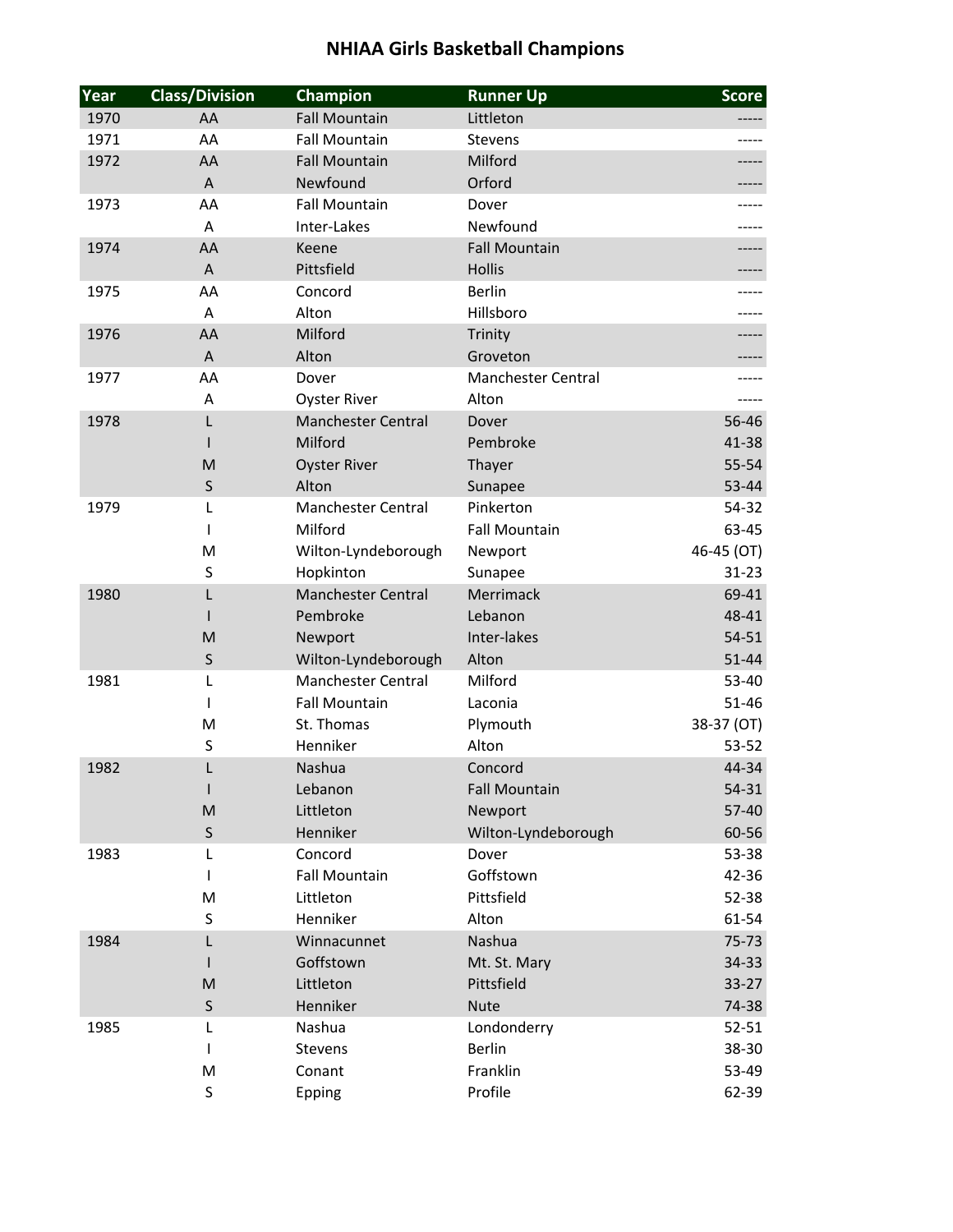# NHIAA Girls Basketball Champions

| Year | Class/Division | Champion | Runner Up | Score |
|---|---|---|---|---|
| 1970 | AA | Fall Mountain | Littleton | ----- |
| 1971 | AA | Fall Mountain | Stevens | ----- |
| 1972 | AA | Fall Mountain | Milford | ----- |
| | A | Newfound | Orford | ----- |
| 1973 | AA | Fall Mountain | Dover | ----- |
| | A | Inter-Lakes | Newfound | ----- |
| 1974 | AA | Keene | Fall Mountain | ----- |
| | A | Pittsfield | Hollis | ----- |
| 1975 | AA | Concord | Berlin | ----- |
| | A | Alton | Hillsboro | ----- |
| 1976 | AA | Milford | Trinity | ----- |
| | A | Alton | Groveton | ----- |
| 1977 | AA | Dover | Manchester Central | ----- |
| | A | Oyster River | Alton | ----- |
| 1978 | L | Manchester Central | Dover | 56-46 |
| | I | Milford | Pembroke | 41-38 |
| | M | Oyster River | Thayer | 55-54 |
| | S | Alton | Sunapee | 53-44 |
| 1979 | L | Manchester Central | Pinkerton | 54-32 |
| | I | Milford | Fall Mountain | 63-45 |
| | M | Wilton-Lyndeborough | Newport | 46-45 (OT) |
| | S | Hopkinton | Sunapee | 31-23 |
| 1980 | L | Manchester Central | Merrimack | 69-41 |
| | I | Pembroke | Lebanon | 48-41 |
| | M | Newport | Inter-lakes | 54-51 |
| | S | Wilton-Lyndeborough | Alton | 51-44 |
| 1981 | L | Manchester Central | Milford | 53-40 |
| | I | Fall Mountain | Laconia | 51-46 |
| | M | St. Thomas | Plymouth | 38-37 (OT) |
| | S | Henniker | Alton | 53-52 |
| 1982 | L | Nashua | Concord | 44-34 |
| | I | Lebanon | Fall Mountain | 54-31 |
| | M | Littleton | Newport | 57-40 |
| | S | Henniker | Wilton-Lyndeborough | 60-56 |
| 1983 | L | Concord | Dover | 53-38 |
| | I | Fall Mountain | Goffstown | 42-36 |
| | M | Littleton | Pittsfield | 52-38 |
| | S | Henniker | Alton | 61-54 |
| 1984 | L | Winnacunnet | Nashua | 75-73 |
| | I | Goffstown | Mt. St. Mary | 34-33 |
| | M | Littleton | Pittsfield | 33-27 |
| | S | Henniker | Nute | 74-38 |
| 1985 | L | Nashua | Londonderry | 52-51 |
| | I | Stevens | Berlin | 38-30 |
| | M | Conant | Franklin | 53-49 |
| | S | Epping | Profile | 62-39 |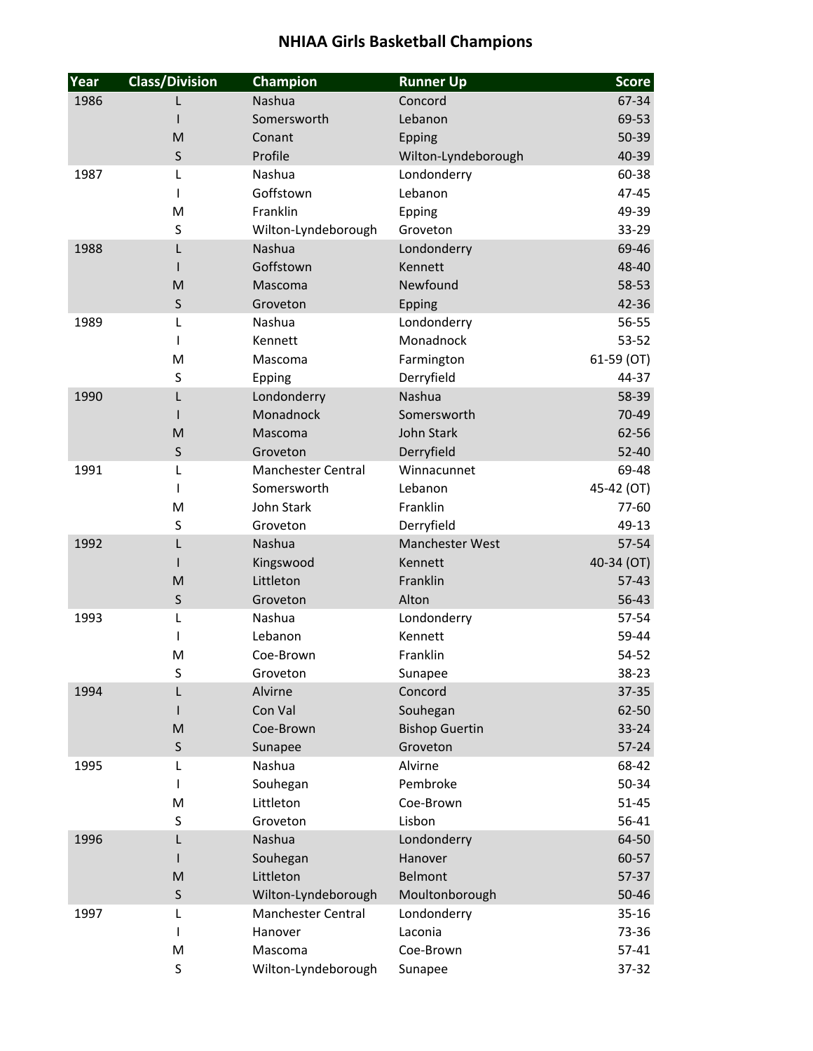# NHIAA Girls Basketball Champions

| Year | Class/Division | Champion | Runner Up | Score |
|---|---|---|---|---|
| 1986 | L | Nashua | Concord | 67-34 |
| | I | Somersworth | Lebanon | 69-53 |
| | M | Conant | Epping | 50-39 |
| | S | Profile | Wilton-Lyndeborough | 40-39 |
| 1987 | L | Nashua | Londonderry | 60-38 |
| | I | Goffstown | Lebanon | 47-45 |
| | M | Franklin | Epping | 49-39 |
| | S | Wilton-Lyndeborough | Groveton | 33-29 |
| 1988 | L | Nashua | Londonderry | 69-46 |
| | I | Goffstown | Kennett | 48-40 |
| | M | Mascoma | Newfound | 58-53 |
| | S | Groveton | Epping | 42-36 |
| 1989 | L | Nashua | Londonderry | 56-55 |
| | I | Kennett | Monadnock | 53-52 |
| | M | Mascoma | Farmington | 61-59 (OT) |
| | S | Epping | Derryfield | 44-37 |
| 1990 | L | Londonderry | Nashua | 58-39 |
| | I | Monadnock | Somersworth | 70-49 |
| | M | Mascoma | John Stark | 62-56 |
| | S | Groveton | Derryfield | 52-40 |
| 1991 | L | Manchester Central | Winnacunnet | 69-48 |
| | I | Somersworth | Lebanon | 45-42 (OT) |
| | M | John Stark | Franklin | 77-60 |
| | S | Groveton | Derryfield | 49-13 |
| 1992 | L | Nashua | Manchester West | 57-54 |
| | I | Kingswood | Kennett | 40-34 (OT) |
| | M | Littleton | Franklin | 57-43 |
| | S | Groveton | Alton | 56-43 |
| 1993 | L | Nashua | Londonderry | 57-54 |
| | I | Lebanon | Kennett | 59-44 |
| | M | Coe-Brown | Franklin | 54-52 |
| | S | Groveton | Sunapee | 38-23 |
| 1994 | L | Alvirne | Concord | 37-35 |
| | I | Con Val | Souhegan | 62-50 |
| | M | Coe-Brown | Bishop Guertin | 33-24 |
| | S | Sunapee | Groveton | 57-24 |
| 1995 | L | Nashua | Alvirne | 68-42 |
| | I | Souhegan | Pembroke | 50-34 |
| | M | Littleton | Coe-Brown | 51-45 |
| | S | Groveton | Lisbon | 56-41 |
| 1996 | L | Nashua | Londonderry | 64-50 |
| | I | Souhegan | Hanover | 60-57 |
| | M | Littleton | Belmont | 57-37 |
| | S | Wilton-Lyndeborough | Moultonborough | 50-46 |
| 1997 | L | Manchester Central | Londonderry | 35-16 |
| | I | Hanover | Laconia | 73-36 |
| | M | Mascoma | Coe-Brown | 57-41 |
| | S | Wilton-Lyndeborough | Sunapee | 37-32 |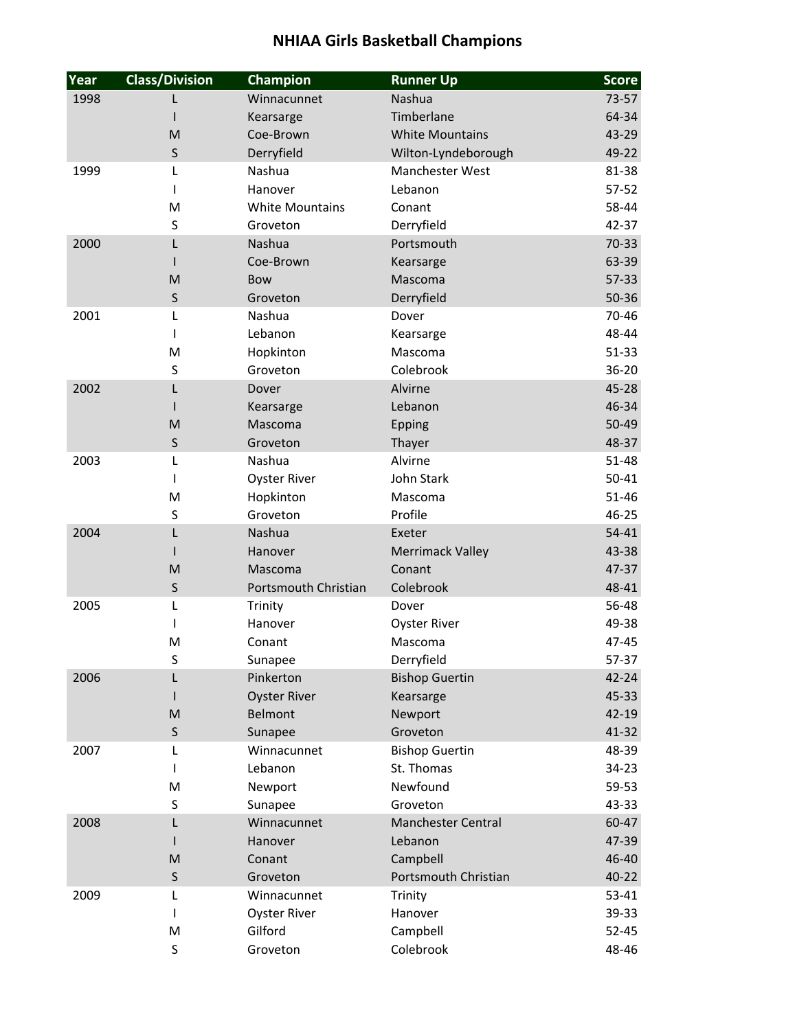# NHIAA Girls Basketball Champions

| Year | Class/Division | Champion | Runner Up | Score |
|---|---|---|---|---|
| 1998 | L | Winnacunnet | Nashua | 73-57 |
| | I | Kearsarge | Timberlane | 64-34 |
| | M | Coe-Brown | White Mountains | 43-29 |
| | S | Derryfield | Wilton-Lyndeborough | 49-22 |
| 1999 | L | Nashua | Manchester West | 81-38 |
| | I | Hanover | Lebanon | 57-52 |
| | M | White Mountains | Conant | 58-44 |
| | S | Groveton | Derryfield | 42-37 |
| 2000 | L | Nashua | Portsmouth | 70-33 |
| | I | Coe-Brown | Kearsarge | 63-39 |
| | M | Bow | Mascoma | 57-33 |
| | S | Groveton | Derryfield | 50-36 |
| 2001 | L | Nashua | Dover | 70-46 |
| | I | Lebanon | Kearsarge | 48-44 |
| | M | Hopkinton | Mascoma | 51-33 |
| | S | Groveton | Colebrook | 36-20 |
| 2002 | L | Dover | Alvirne | 45-28 |
| | I | Kearsarge | Lebanon | 46-34 |
| | M | Mascoma | Epping | 50-49 |
| | S | Groveton | Thayer | 48-37 |
| 2003 | L | Nashua | Alvirne | 51-48 |
| | I | Oyster River | John Stark | 50-41 |
| | M | Hopkinton | Mascoma | 51-46 |
| | S | Groveton | Profile | 46-25 |
| 2004 | L | Nashua | Exeter | 54-41 |
| | I | Hanover | Merrimack Valley | 43-38 |
| | M | Mascoma | Conant | 47-37 |
| | S | Portsmouth Christian | Colebrook | 48-41 |
| 2005 | L | Trinity | Dover | 56-48 |
| | I | Hanover | Oyster River | 49-38 |
| | M | Conant | Mascoma | 47-45 |
| | S | Sunapee | Derryfield | 57-37 |
| 2006 | L | Pinkerton | Bishop Guertin | 42-24 |
| | I | Oyster River | Kearsarge | 45-33 |
| | M | Belmont | Newport | 42-19 |
| | S | Sunapee | Groveton | 41-32 |
| 2007 | L | Winnacunnet | Bishop Guertin | 48-39 |
| | I | Lebanon | St. Thomas | 34-23 |
| | M | Newport | Newfound | 59-53 |
| | S | Sunapee | Groveton | 43-33 |
| 2008 | L | Winnacunnet | Manchester Central | 60-47 |
| | I | Hanover | Lebanon | 47-39 |
| | M | Conant | Campbell | 46-40 |
| | S | Groveton | Portsmouth Christian | 40-22 |
| 2009 | L | Winnacunnet | Trinity | 53-41 |
| | I | Oyster River | Hanover | 39-33 |
| | M | Gilford | Campbell | 52-45 |
| | S | Groveton | Colebrook | 48-46 |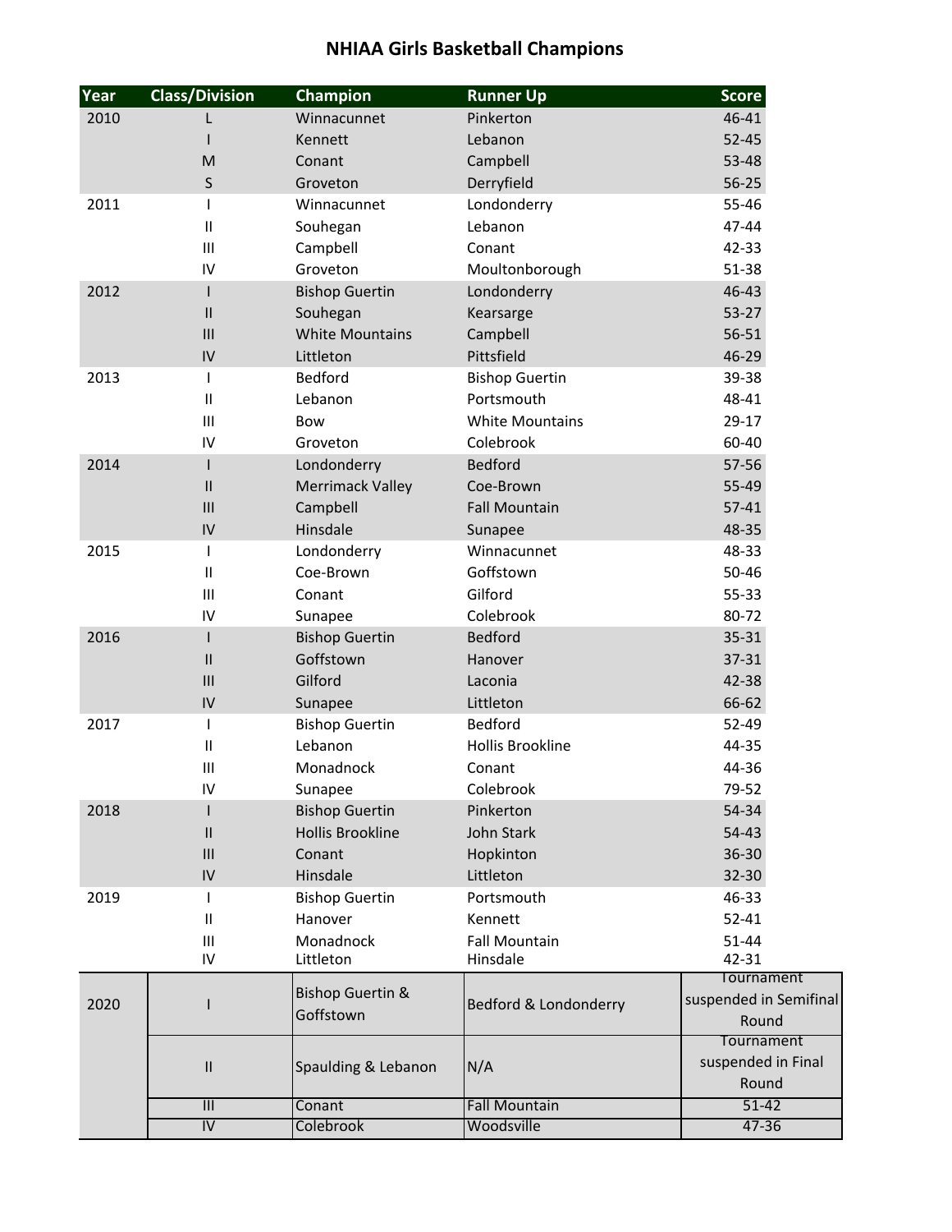# NHIAA Girls Basketball Champions

| Year | Class/Division | Champion | Runner Up | Score |
|---|---|---|---|---|
| 2010 | L | Winnacunnet | Pinkerton | 46-41 |
| | I | Kennett | Lebanon | 52-45 |
| | M | Conant | Campbell | 53-48 |
| | S | Groveton | Derryfield | 56-25 |
| 2011 | I | Winnacunnet | Londonderry | 55-46 |
| | II | Souhegan | Lebanon | 47-44 |
| | III | Campbell | Conant | 42-33 |
| | IV | Groveton | Moultonborough | 51-38 |
| 2012 | I | Bishop Guertin | Londonderry | 46-43 |
| | II | Souhegan | Kearsarge | 53-27 |
| | III | White Mountains | Campbell | 56-51 |
| | IV | Littleton | Pittsfield | 46-29 |
| 2013 | I | Bedford | Bishop Guertin | 39-38 |
| | II | Lebanon | Portsmouth | 48-41 |
| | III | Bow | White Mountains | 29-17 |
| | IV | Groveton | Colebrook | 60-40 |
| 2014 | I | Londonderry | Bedford | 57-56 |
| | II | Merrimack Valley | Coe-Brown | 55-49 |
| | III | Campbell | Fall Mountain | 57-41 |
| | IV | Hinsdale | Sunapee | 48-35 |
| 2015 | I | Londonderry | Winnacunnet | 48-33 |
| | II | Coe-Brown | Goffstown | 50-46 |
| | III | Conant | Gilford | 55-33 |
| | IV | Sunapee | Colebrook | 80-72 |
| 2016 | I | Bishop Guertin | Bedford | 35-31 |
| | II | Goffstown | Hanover | 37-31 |
| | III | Gilford | Laconia | 42-38 |
| | IV | Sunapee | Littleton | 66-62 |
| 2017 | I | Bishop Guertin | Bedford | 52-49 |
| | II | Lebanon | Hollis Brookline | 44-35 |
| | III | Monadnock | Conant | 44-36 |
| | IV | Sunapee | Colebrook | 79-52 |
| 2018 | I | Bishop Guertin | Pinkerton | 54-34 |
| | II | Hollis Brookline | John Stark | 54-43 |
| | III | Conant | Hopkinton | 36-30 |
| | IV | Hinsdale | Littleton | 32-30 |
| 2019 | I | Bishop Guertin | Portsmouth | 46-33 |
| | II | Hanover | Kennett | 52-41 |
| | III | Monadnock | Fall Mountain | 51-44 |
| | IV | Littleton | Hinsdale | 42-31 |
| 2020 | I | Bishop Guertin & Goffstown | Bedford & Londonderry | Tournament suspended in Semifinal Round |
| | II | Spaulding & Lebanon | N/A | Tournament suspended in Final Round |
| | III | Conant | Fall Mountain | 51-42 |
| | IV | Colebrook | Woodsville | 47-36 |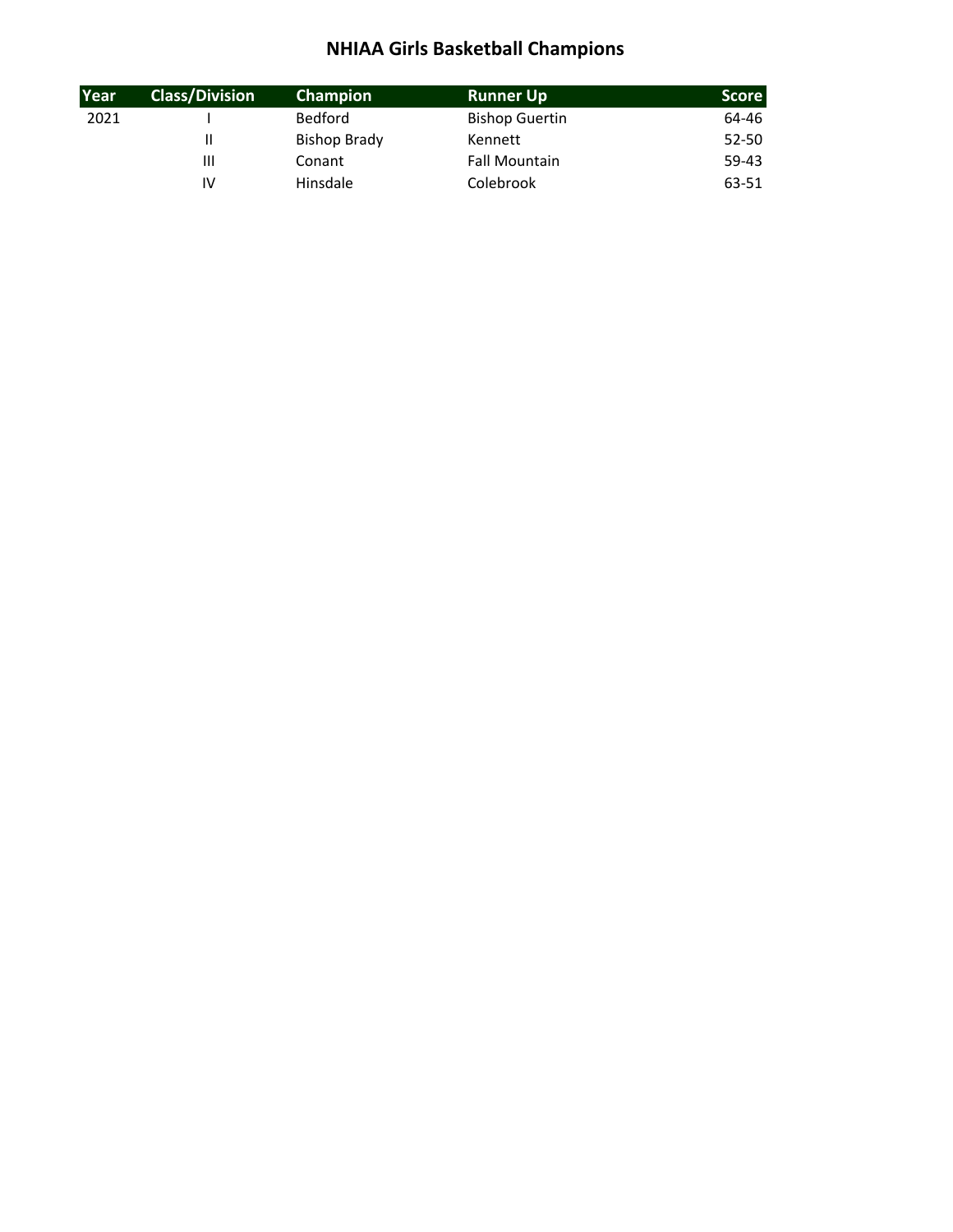# NHIAA Girls Basketball Champions

| Year | Class/Division | Champion | Runner Up | Score |
|---|---|---|---|---|
| 2021 | I | Bedford | Bishop Guertin | 64-46 |
| | II | Bishop Brady | Kennett | 52-50 |
| | III | Conant | Fall Mountain | 59-43 |
| | IV | Hinsdale | Colebrook | 63-51 |